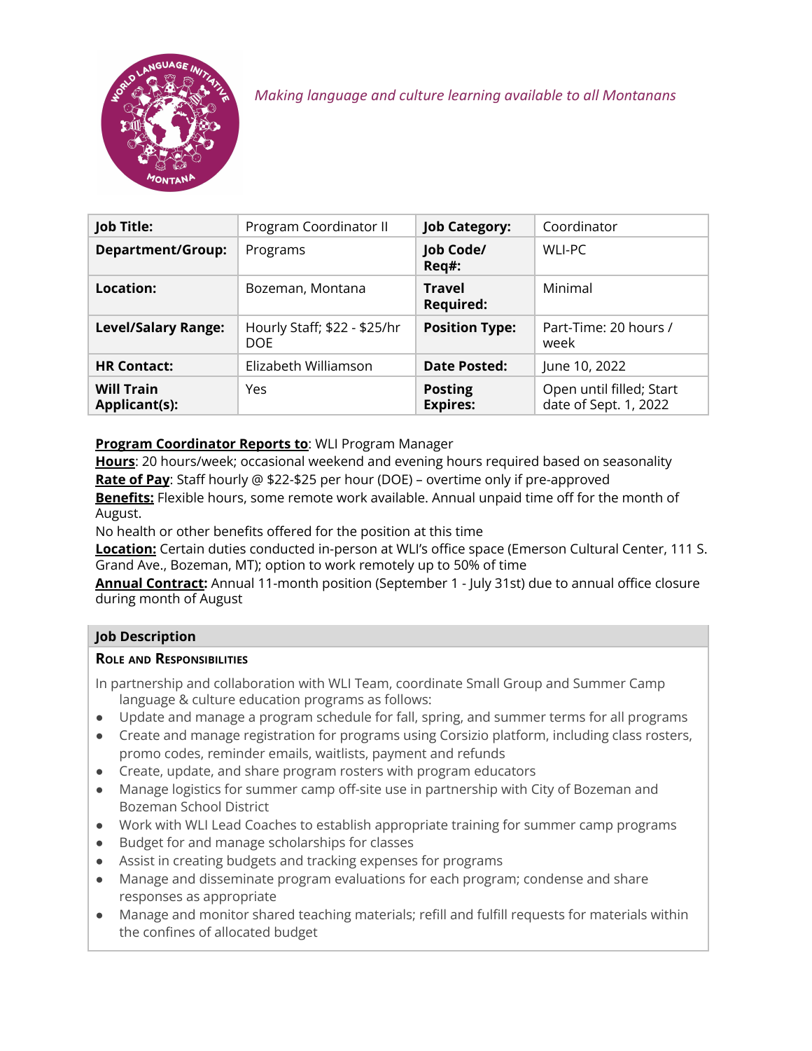*Making language and culture learning available to all Montanans*

| **Job Title:** | Program Coordinator II | **Job Category:** | Coordinator |
|---|---|---|---|
| **Department/Group:** | Programs | **Job Code/ Req#:** | WLI-PC |
| **Location:** | Bozeman, Montana | **Travel Required:** | Minimal |
| **Level/Salary Range:** | Hourly Staff; $22 - $25/hr DOE | **Position Type:** | Part-Time: 20 hours / week |
| **HR Contact:** | Elizabeth Williamson | **Date Posted:** | June 10, 2022 |
| **Will Train Applicant(s):** | Yes | **Posting Expires:** | Open until filled; Start date of Sept. 1, 2022 |

**Program Coordinator Reports to**: WLI Program Manager
**Hours**: 20 hours/week; occasional weekend and evening hours required based on seasonality
**Rate of Pay**: Staff hourly @ $22-$25 per hour (DOE) – overtime only if pre-approved
**Benefits:** Flexible hours, some remote work available. Annual unpaid time off for the month of August.
No health or other benefits offered for the position at this time
**Location:** Certain duties conducted in-person at WLI's office space (Emerson Cultural Center, 111 S. Grand Ave., Bozeman, MT); option to work remotely up to 50% of time
**Annual Contract:** Annual 11-month position (September 1 - July 31st) due to annual office closure during month of August

## Job Description

### Role and Responsibilities

In partnership and collaboration with WLI Team, coordinate Small Group and Summer Camp language & culture education programs as follows:

- Update and manage a program schedule for fall, spring, and summer terms for all programs
- Create and manage registration for programs using Corsizio platform, including class rosters, promo codes, reminder emails, waitlists, payment and refunds
- Create, update, and share program rosters with program educators
- Manage logistics for summer camp off-site use in partnership with City of Bozeman and Bozeman School District
- Work with WLI Lead Coaches to establish appropriate training for summer camp programs
- Budget for and manage scholarships for classes
- Assist in creating budgets and tracking expenses for programs
- Manage and disseminate program evaluations for each program; condense and share responses as appropriate
- Manage and monitor shared teaching materials; refill and fulfill requests for materials within the confines of allocated budget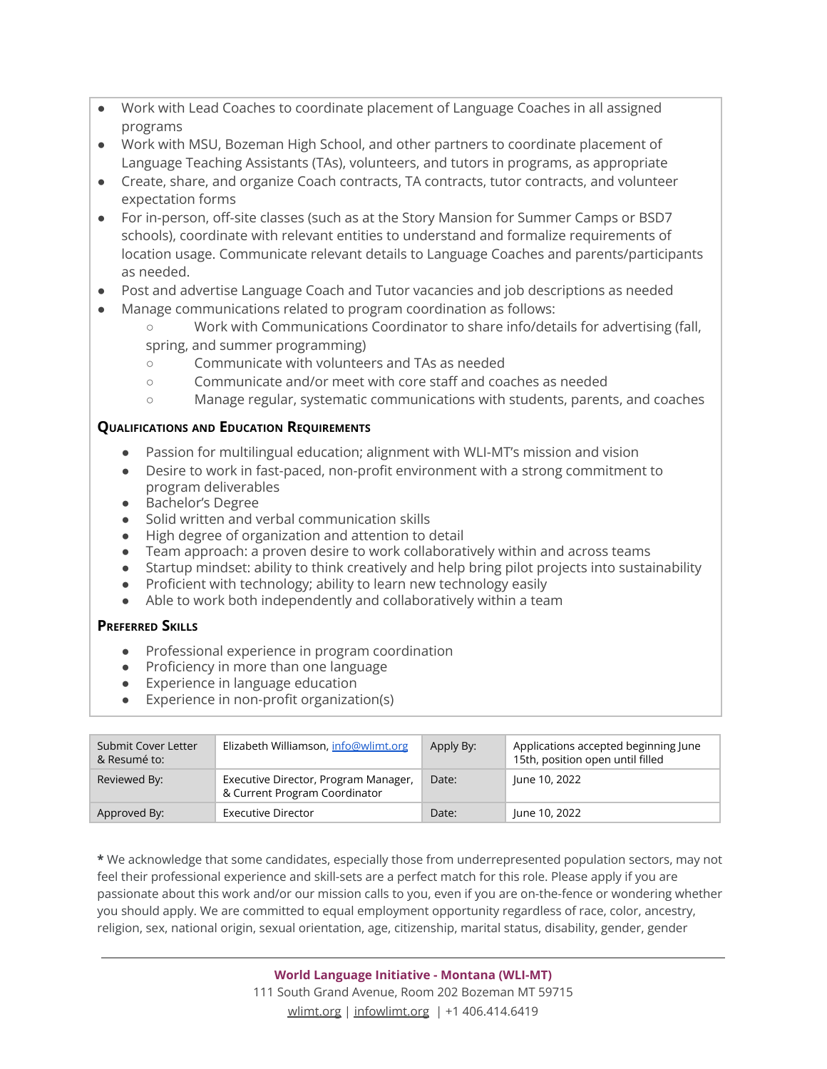- Work with Lead Coaches to coordinate placement of Language Coaches in all assigned programs
- Work with MSU, Bozeman High School, and other partners to coordinate placement of Language Teaching Assistants (TAs), volunteers, and tutors in programs, as appropriate
- Create, share, and organize Coach contracts, TA contracts, tutor contracts, and volunteer expectation forms
- For in-person, off-site classes (such as at the Story Mansion for Summer Camps or BSD7 schools), coordinate with relevant entities to understand and formalize requirements of location usage. Communicate relevant details to Language Coaches and parents/participants as needed.
- Post and advertise Language Coach and Tutor vacancies and job descriptions as needed
- Manage communications related to program coordination as follows:
  - Work with Communications Coordinator to share info/details for advertising (fall, spring, and summer programming)
  - Communicate with volunteers and TAs as needed
  - Communicate and/or meet with core staff and coaches as needed
  - Manage regular, systematic communications with students, parents, and coaches

### Qualifications and Education Requirements

- Passion for multilingual education; alignment with WLI-MT's mission and vision
- Desire to work in fast-paced, non-profit environment with a strong commitment to program deliverables
- Bachelor's Degree
- Solid written and verbal communication skills
- High degree of organization and attention to detail
- Team approach: a proven desire to work collaboratively within and across teams
- Startup mindset: ability to think creatively and help bring pilot projects into sustainability
- Proficient with technology; ability to learn new technology easily
- Able to work both independently and collaboratively within a team

### Preferred Skills

- Professional experience in program coordination
- Proficiency in more than one language
- Experience in language education
- Experience in non-profit organization(s)

| Submit Cover Letter & Resumé to: | Elizabeth Williamson, info@wlimt.org | Apply By: | Applications accepted beginning June 15th, position open until filled |
|---|---|---|---|
| Reviewed By: | Executive Director, Program Manager, & Current Program Coordinator | Date: | June 10, 2022 |
| Approved By: | Executive Director | Date: | June 10, 2022 |

**\*** We acknowledge that some candidates, especially those from underrepresented population sectors, may not feel their professional experience and skill-sets are a perfect match for this role. Please apply if you are passionate about this work and/or our mission calls to you, even if you are on-the-fence or wondering whether you should apply. We are committed to equal employment opportunity regardless of race, color, ancestry, religion, sex, national origin, sexual orientation, age, citizenship, marital status, disability, gender, gender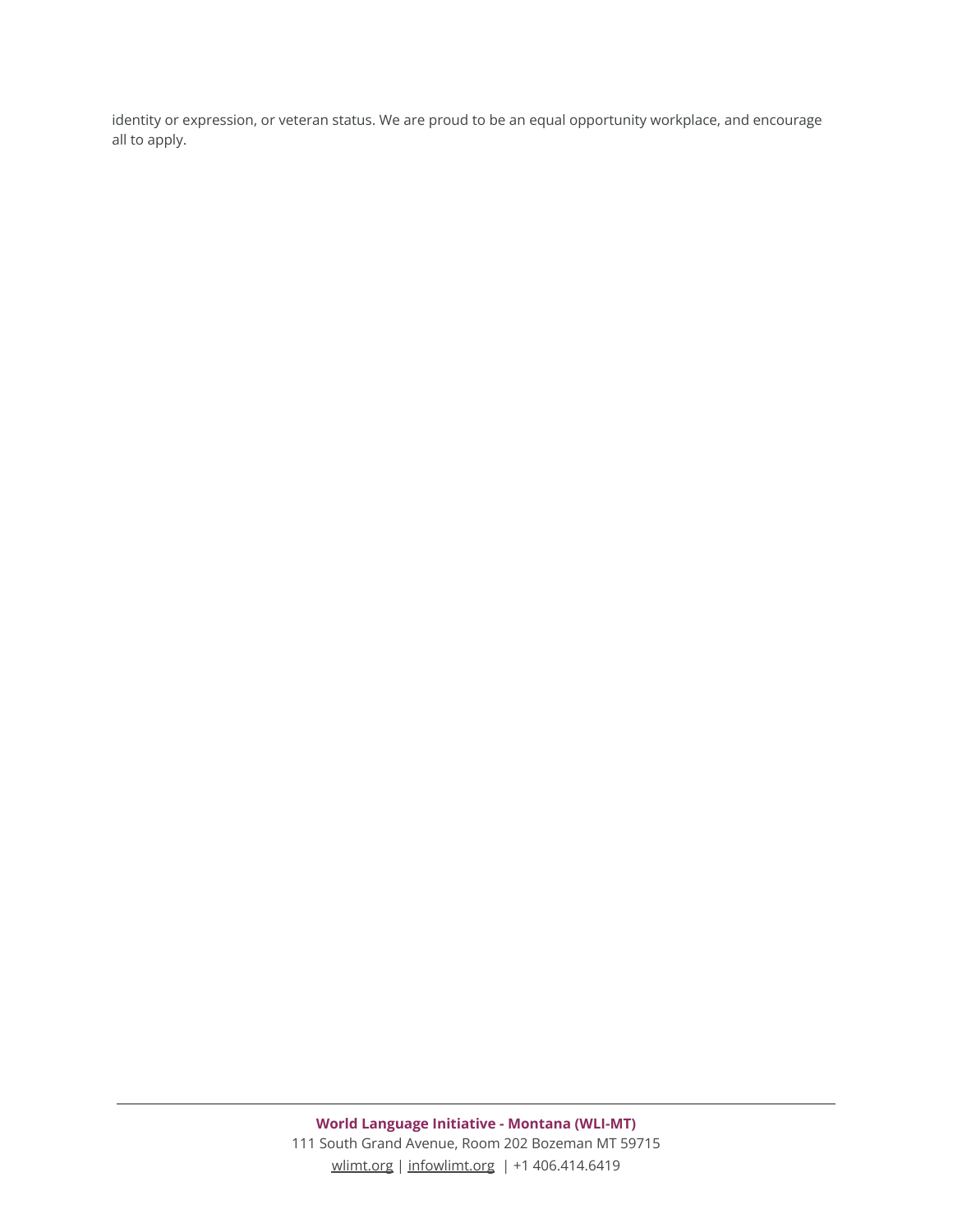identity or expression, or veteran status. We are proud to be an equal opportunity workplace, and encourage all to apply.